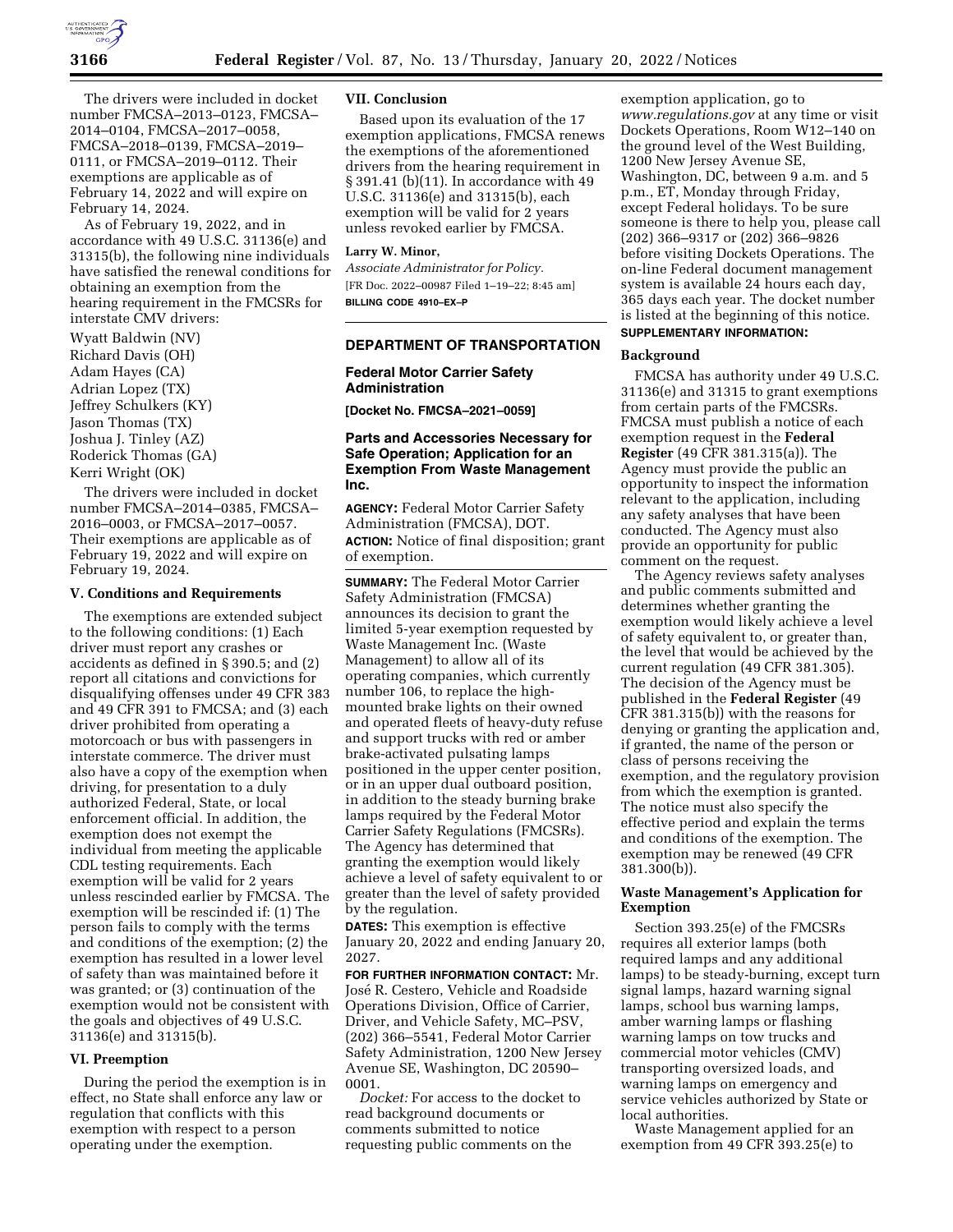The drivers were included in docket number FMCSA–2013–0123, FMCSA–2014–0104, FMCSA–2017–0058, FMCSA–2018–0139, FMCSA–2019–0111, or FMCSA–2019–0112. Their exemptions are applicable as of February 14, 2022 and will expire on February 14, 2024.

As of February 19, 2022, and in accordance with 49 U.S.C. 31136(e) and 31315(b), the following nine individuals have satisfied the renewal conditions for obtaining an exemption from the hearing requirement in the FMCSRs for interstate CMV drivers:

Wyatt Baldwin (NV)
Richard Davis (OH)
Adam Hayes (CA)
Adrian Lopez (TX)
Jeffrey Schulkers (KY)
Jason Thomas (TX)
Joshua J. Tinley (AZ)
Roderick Thomas (GA)
Kerri Wright (OK)

The drivers were included in docket number FMCSA–2014–0385, FMCSA–2016–0003, or FMCSA–2017–0057. Their exemptions are applicable as of February 19, 2022 and will expire on February 19, 2024.

### V. Conditions and Requirements

The exemptions are extended subject to the following conditions: (1) Each driver must report any crashes or accidents as defined in § 390.5; and (2) report all citations and convictions for disqualifying offenses under 49 CFR 383 and 49 CFR 391 to FMCSA; and (3) each driver prohibited from operating a motorcoach or bus with passengers in interstate commerce. The driver must also have a copy of the exemption when driving, for presentation to a duly authorized Federal, State, or local enforcement official. In addition, the exemption does not exempt the individual from meeting the applicable CDL testing requirements. Each exemption will be valid for 2 years unless rescinded earlier by FMCSA. The exemption will be rescinded if: (1) The person fails to comply with the terms and conditions of the exemption; (2) the exemption has resulted in a lower level of safety than was maintained before it was granted; or (3) continuation of the exemption would not be consistent with the goals and objectives of 49 U.S.C. 31136(e) and 31315(b).

### VI. Preemption

During the period the exemption is in effect, no State shall enforce any law or regulation that conflicts with this exemption with respect to a person operating under the exemption.

### VII. Conclusion

Based upon its evaluation of the 17 exemption applications, FMCSA renews the exemptions of the aforementioned drivers from the hearing requirement in § 391.41 (b)(11). In accordance with 49 U.S.C. 31136(e) and 31315(b), each exemption will be valid for 2 years unless revoked earlier by FMCSA.

**Larry W. Minor,**
*Associate Administrator for Policy.*
[FR Doc. 2022–00987 Filed 1–19–22; 8:45 am]
**BILLING CODE 4910–EX–P**

## DEPARTMENT OF TRANSPORTATION

### Federal Motor Carrier Safety Administration

**[Docket No. FMCSA–2021–0059]**

### Parts and Accessories Necessary for Safe Operation; Application for an Exemption From Waste Management Inc.

**AGENCY:** Federal Motor Carrier Safety Administration (FMCSA), DOT.

**ACTION:** Notice of final disposition; grant of exemption.

**SUMMARY:** The Federal Motor Carrier Safety Administration (FMCSA) announces its decision to grant the limited 5-year exemption requested by Waste Management Inc. (Waste Management) to allow all of its operating companies, which currently number 106, to replace the high-mounted brake lights on their owned and operated fleets of heavy-duty refuse and support trucks with red or amber brake-activated pulsating lamps positioned in the upper center position, or in an upper dual outboard position, in addition to the steady burning brake lamps required by the Federal Motor Carrier Safety Regulations (FMCSRs). The Agency has determined that granting the exemption would likely achieve a level of safety equivalent to or greater than the level of safety provided by the regulation.

**DATES:** This exemption is effective January 20, 2022 and ending January 20, 2027.

**FOR FURTHER INFORMATION CONTACT:** Mr. José R. Cestero, Vehicle and Roadside Operations Division, Office of Carrier, Driver, and Vehicle Safety, MC–PSV, (202) 366–5541, Federal Motor Carrier Safety Administration, 1200 New Jersey Avenue SE, Washington, DC 20590–0001.

*Docket:* For access to the docket to read background documents or comments submitted to notice requesting public comments on the exemption application, go to *www.regulations.gov* at any time or visit Dockets Operations, Room W12–140 on the ground level of the West Building, 1200 New Jersey Avenue SE, Washington, DC, between 9 a.m. and 5 p.m., ET, Monday through Friday, except Federal holidays. To be sure someone is there to help you, please call (202) 366–9317 or (202) 366–9826 before visiting Dockets Operations. The on-line Federal document management system is available 24 hours each day, 365 days each year. The docket number is listed at the beginning of this notice.

**SUPPLEMENTARY INFORMATION:**

### Background

FMCSA has authority under 49 U.S.C. 31136(e) and 31315 to grant exemptions from certain parts of the FMCSRs. FMCSA must publish a notice of each exemption request in the **Federal Register** (49 CFR 381.315(a)). The Agency must provide the public an opportunity to inspect the information relevant to the application, including any safety analyses that have been conducted. The Agency must also provide an opportunity for public comment on the request.

The Agency reviews safety analyses and public comments submitted and determines whether granting the exemption would likely achieve a level of safety equivalent to, or greater than, the level that would be achieved by the current regulation (49 CFR 381.305). The decision of the Agency must be published in the **Federal Register** (49 CFR 381.315(b)) with the reasons for denying or granting the application and, if granted, the name of the person or class of persons receiving the exemption, and the regulatory provision from which the exemption is granted. The notice must also specify the effective period and explain the terms and conditions of the exemption. The exemption may be renewed (49 CFR 381.300(b)).

### Waste Management's Application for Exemption

Section 393.25(e) of the FMCSRs requires all exterior lamps (both required lamps and any additional lamps) to be steady-burning, except turn signal lamps, hazard warning signal lamps, school bus warning lamps, amber warning lamps or flashing warning lamps on tow trucks and commercial motor vehicles (CMV) transporting oversized loads, and warning lamps on emergency and service vehicles authorized by State or local authorities.

Waste Management applied for an exemption from 49 CFR 393.25(e) to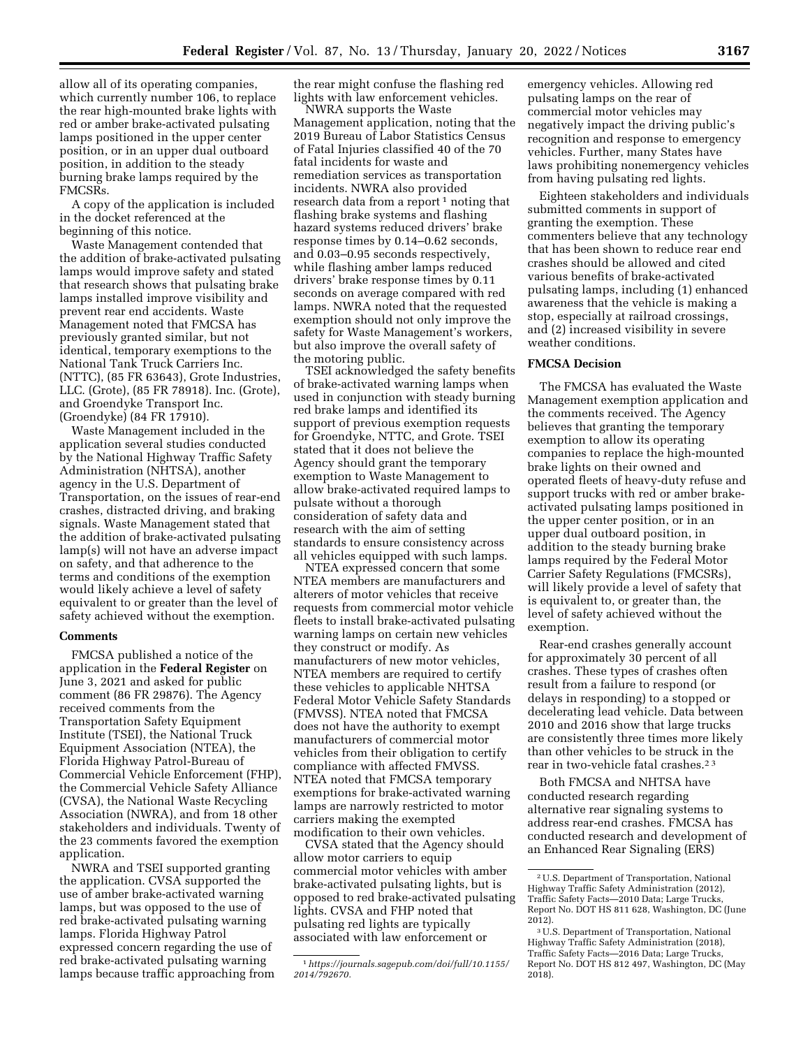allow all of its operating companies, which currently number 106, to replace the rear high-mounted brake lights with red or amber brake-activated pulsating lamps positioned in the upper center position, or in an upper dual outboard position, in addition to the steady burning brake lamps required by the FMCSRs.

A copy of the application is included in the docket referenced at the beginning of this notice.

Waste Management contended that the addition of brake-activated pulsating lamps would improve safety and stated that research shows that pulsating brake lamps installed improve visibility and prevent rear end accidents. Waste Management noted that FMCSA has previously granted similar, but not identical, temporary exemptions to the National Tank Truck Carriers Inc. (NTTC), (85 FR 63643), Grote Industries, LLC. (Grote), (85 FR 78918). Inc. (Grote), and Groendyke Transport Inc. (Groendyke) (84 FR 17910).

Waste Management included in the application several studies conducted by the National Highway Traffic Safety Administration (NHTSA), another agency in the U.S. Department of Transportation, on the issues of rear-end crashes, distracted driving, and braking signals. Waste Management stated that the addition of brake-activated pulsating lamp(s) will not have an adverse impact on safety, and that adherence to the terms and conditions of the exemption would likely achieve a level of safety equivalent to or greater than the level of safety achieved without the exemption.

**Comments**

FMCSA published a notice of the application in the **Federal Register** on June 3, 2021 and asked for public comment (86 FR 29876). The Agency received comments from the Transportation Safety Equipment Institute (TSEI), the National Truck Equipment Association (NTEA), the Florida Highway Patrol-Bureau of Commercial Vehicle Enforcement (FHP), the Commercial Vehicle Safety Alliance (CVSA), the National Waste Recycling Association (NWRA), and from 18 other stakeholders and individuals. Twenty of the 23 comments favored the exemption application.

NWRA and TSEI supported granting the application. CVSA supported the use of amber brake-activated warning lamps, but was opposed to the use of red brake-activated pulsating warning lamps. Florida Highway Patrol expressed concern regarding the use of red brake-activated pulsating warning lamps because traffic approaching from the rear might confuse the flashing red lights with law enforcement vehicles.

NWRA supports the Waste Management application, noting that the 2019 Bureau of Labor Statistics Census of Fatal Injuries classified 40 of the 70 fatal incidents for waste and remediation services as transportation incidents. NWRA also provided research data from a report [1] noting that flashing brake systems and flashing hazard systems reduced drivers' brake response times by 0.14–0.62 seconds, and 0.03–0.95 seconds respectively, while flashing amber lamps reduced drivers' brake response times by 0.11 seconds on average compared with red lamps. NWRA noted that the requested exemption should not only improve the safety for Waste Management's workers, but also improve the overall safety of the motoring public.

TSEI acknowledged the safety benefits of brake-activated warning lamps when used in conjunction with steady burning red brake lamps and identified its support of previous exemption requests for Groendyke, NTTC, and Grote. TSEI stated that it does not believe the Agency should grant the temporary exemption to Waste Management to allow brake-activated required lamps to pulsate without a thorough consideration of safety data and research with the aim of setting standards to ensure consistency across all vehicles equipped with such lamps.

NTEA expressed concern that some NTEA members are manufacturers and alterers of motor vehicles that receive requests from commercial motor vehicle fleets to install brake-activated pulsating warning lamps on certain new vehicles they construct or modify. As manufacturers of new motor vehicles, NTEA members are required to certify these vehicles to applicable NHTSA Federal Motor Vehicle Safety Standards (FMVSS). NTEA noted that FMCSA does not have the authority to exempt manufacturers of commercial motor vehicles from their obligation to certify compliance with affected FMVSS. NTEA noted that FMCSA temporary exemptions for brake-activated warning lamps are narrowly restricted to motor carriers making the exempted modification to their own vehicles.

CVSA stated that the Agency should allow motor carriers to equip commercial motor vehicles with amber brake-activated pulsating lights, but is opposed to red brake-activated pulsating lights. CVSA and FHP noted that pulsating red lights are typically associated with law enforcement or emergency vehicles. Allowing red pulsating lamps on the rear of commercial motor vehicles may negatively impact the driving public's recognition and response to emergency vehicles. Further, many States have laws prohibiting nonemergency vehicles from having pulsating red lights.

Eighteen stakeholders and individuals submitted comments in support of granting the exemption. These commenters believe that any technology that has been shown to reduce rear end crashes should be allowed and cited various benefits of brake-activated pulsating lamps, including (1) enhanced awareness that the vehicle is making a stop, especially at railroad crossings, and (2) increased visibility in severe weather conditions.

**FMCSA Decision**

The FMCSA has evaluated the Waste Management exemption application and the comments received. The Agency believes that granting the temporary exemption to allow its operating companies to replace the high-mounted brake lights on their owned and operated fleets of heavy-duty refuse and support trucks with red or amber brake-activated pulsating lamps positioned in the upper center position, or in an upper dual outboard position, in addition to the steady burning brake lamps required by the Federal Motor Carrier Safety Regulations (FMCSRs), will likely provide a level of safety that is equivalent to, or greater than, the level of safety achieved without the exemption.

Rear-end crashes generally account for approximately 30 percent of all crashes. These types of crashes often result from a failure to respond (or delays in responding) to a stopped or decelerating lead vehicle. Data between 2010 and 2016 show that large trucks are consistently three times more likely than other vehicles to be struck in the rear in two-vehicle fatal crashes.[2 3]

Both FMCSA and NHTSA have conducted research regarding alternative rear signaling systems to address rear-end crashes. FMCSA has conducted research and development of an Enhanced Rear Signaling (ERS)

---

[1] *https://journals.sagepub.com/doi/full/10.1155/2014/792670.*

[2] U.S. Department of Transportation, National Highway Traffic Safety Administration (2012), Traffic Safety Facts—2010 Data; Large Trucks, Report No. DOT HS 811 628, Washington, DC (June 2012).

[3] U.S. Department of Transportation, National Highway Traffic Safety Administration (2018), Traffic Safety Facts—2016 Data; Large Trucks, Report No. DOT HS 812 497, Washington, DC (May 2018).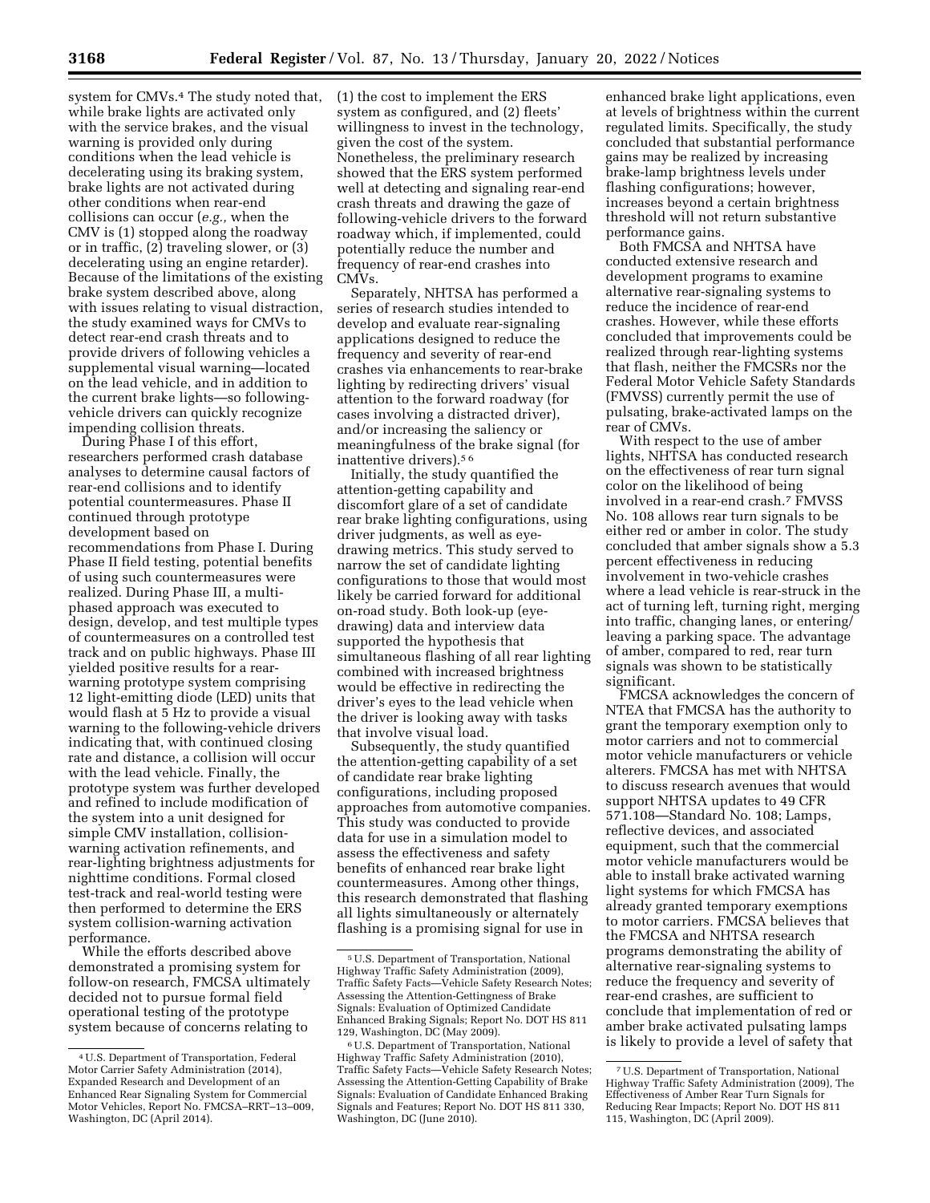system for CMVs.[4] The study noted that, while brake lights are activated only with the service brakes, and the visual warning is provided only during conditions when the lead vehicle is decelerating using its braking system, brake lights are not activated during other conditions when rear-end collisions can occur (*e.g.,* when the CMV is (1) stopped along the roadway or in traffic, (2) traveling slower, or (3) decelerating using an engine retarder). Because of the limitations of the existing brake system described above, along with issues relating to visual distraction, the study examined ways for CMVs to detect rear-end crash threats and to provide drivers of following vehicles a supplemental visual warning—located on the lead vehicle, and in addition to the current brake lights—so following-vehicle drivers can quickly recognize impending collision threats.

During Phase I of this effort, researchers performed crash database analyses to determine causal factors of rear-end collisions and to identify potential countermeasures. Phase II continued through prototype development based on recommendations from Phase I. During Phase II field testing, potential benefits of using such countermeasures were realized. During Phase III, a multi-phased approach was executed to design, develop, and test multiple types of countermeasures on a controlled test track and on public highways. Phase III yielded positive results for a rear-warning prototype system comprising 12 light-emitting diode (LED) units that would flash at 5 Hz to provide a visual warning to the following-vehicle drivers indicating that, with continued closing rate and distance, a collision will occur with the lead vehicle. Finally, the prototype system was further developed and refined to include modification of the system into a unit designed for simple CMV installation, collision-warning activation refinements, and rear-lighting brightness adjustments for nighttime conditions. Formal closed test-track and real-world testing were then performed to determine the ERS system collision-warning activation performance.

While the efforts described above demonstrated a promising system for follow-on research, FMCSA ultimately decided not to pursue formal field operational testing of the prototype system because of concerns relating to (1) the cost to implement the ERS system as configured, and (2) fleets' willingness to invest in the technology, given the cost of the system. Nonetheless, the preliminary research showed that the ERS system performed well at detecting and signaling rear-end crash threats and drawing the gaze of following-vehicle drivers to the forward roadway which, if implemented, could potentially reduce the number and frequency of rear-end crashes into CMVs.

Separately, NHTSA has performed a series of research studies intended to develop and evaluate rear-signaling applications designed to reduce the frequency and severity of rear-end crashes via enhancements to rear-brake lighting by redirecting drivers' visual attention to the forward roadway (for cases involving a distracted driver), and/or increasing the saliency or meaningfulness of the brake signal (for inattentive drivers).[5,6]

Initially, the study quantified the attention-getting capability and discomfort glare of a set of candidate rear brake lighting configurations, using driver judgments, as well as eye-drawing metrics. This study served to narrow the set of candidate lighting configurations to those that would most likely be carried forward for additional on-road study. Both look-up (eye-drawing) data and interview data supported the hypothesis that simultaneous flashing of all rear lighting combined with increased brightness would be effective in redirecting the driver's eyes to the lead vehicle when the driver is looking away with tasks that involve visual load.

Subsequently, the study quantified the attention-getting capability of a set of candidate rear brake lighting configurations, including proposed approaches from automotive companies. This study was conducted to provide data for use in a simulation model to assess the effectiveness and safety benefits of enhanced rear brake light countermeasures. Among other things, this research demonstrated that flashing all lights simultaneously or alternately flashing is a promising signal for use in enhanced brake light applications, even at levels of brightness within the current regulated limits. Specifically, the study concluded that substantial performance gains may be realized by increasing brake-lamp brightness levels under flashing configurations; however, increases beyond a certain brightness threshold will not return substantive performance gains.

Both FMCSA and NHTSA have conducted extensive research and development programs to examine alternative rear-signaling systems to reduce the incidence of rear-end crashes. However, while these efforts concluded that improvements could be realized through rear-lighting systems that flash, neither the FMCSRs nor the Federal Motor Vehicle Safety Standards (FMVSS) currently permit the use of pulsating, brake-activated lamps on the rear of CMVs.

With respect to the use of amber lights, NHTSA has conducted research on the effectiveness of rear turn signal color on the likelihood of being involved in a rear-end crash.[7] FMVSS No. 108 allows rear turn signals to be either red or amber in color. The study concluded that amber signals show a 5.3 percent effectiveness in reducing involvement in two-vehicle crashes where a lead vehicle is rear-struck in the act of turning left, turning right, merging into traffic, changing lanes, or entering/leaving a parking space. The advantage of amber, compared to red, rear turn signals was shown to be statistically significant.

FMCSA acknowledges the concern of NTEA that FMCSA has the authority to grant the temporary exemption only to motor carriers and not to commercial motor vehicle manufacturers or vehicle alterers. FMCSA has met with NHTSA to discuss research avenues that would support NHTSA updates to 49 CFR 571.108—Standard No. 108; Lamps, reflective devices, and associated equipment, such that the commercial motor vehicle manufacturers would be able to install brake activated warning light systems for which FMCSA has already granted temporary exemptions to motor carriers. FMCSA believes that the FMCSA and NHTSA research programs demonstrating the ability of alternative rear-signaling systems to reduce the frequency and severity of rear-end crashes, are sufficient to conclude that implementation of red or amber brake activated pulsating lamps is likely to provide a level of safety that

---

[4] U.S. Department of Transportation, Federal Motor Carrier Safety Administration (2014), Expanded Research and Development of an Enhanced Rear Signaling System for Commercial Motor Vehicles, Report No. FMCSA–RRT–13–009, Washington, DC (April 2014).

[5] U.S. Department of Transportation, National Highway Traffic Safety Administration (2009), Traffic Safety Facts—Vehicle Safety Research Notes; Assessing the Attention-Gettingness of Brake Signals: Evaluation of Optimized Candidate Enhanced Braking Signals; Report No. DOT HS 811 129, Washington, DC (May 2009).

[6] U.S. Department of Transportation, National Highway Traffic Safety Administration (2010), Traffic Safety Facts—Vehicle Safety Research Notes; Assessing the Attention-Getting Capability of Brake Signals: Evaluation of Candidate Enhanced Braking Signals and Features; Report No. DOT HS 811 330, Washington, DC (June 2010).

[7] U.S. Department of Transportation, National Highway Traffic Safety Administration (2009), The Effectiveness of Amber Rear Turn Signals for Reducing Rear Impacts; Report No. DOT HS 811 115, Washington, DC (April 2009).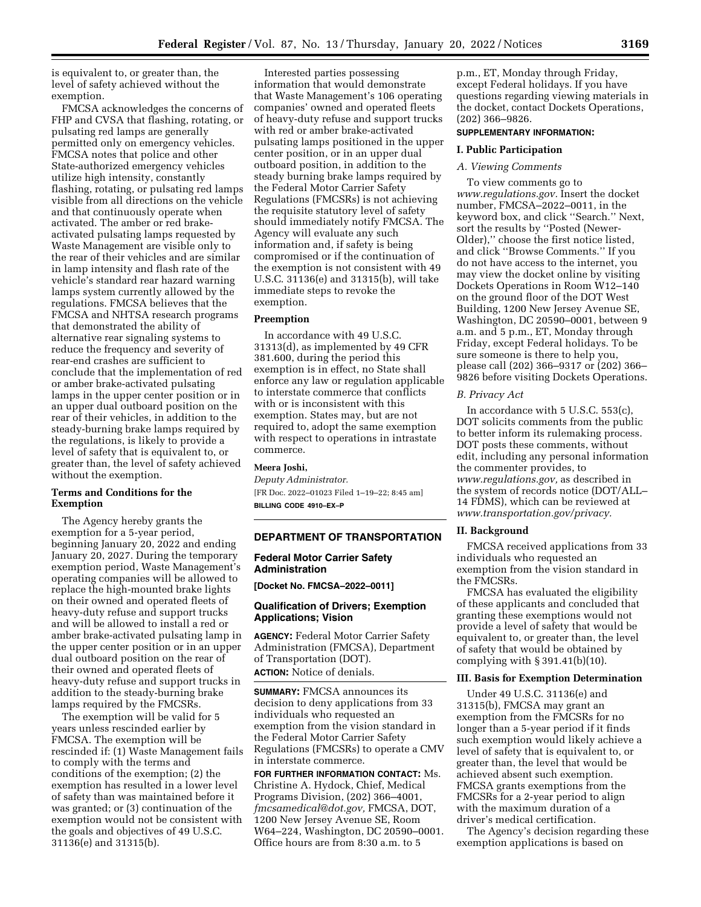is equivalent to, or greater than, the level of safety achieved without the exemption.

FMCSA acknowledges the concerns of FHP and CVSA that flashing, rotating, or pulsating red lamps are generally permitted only on emergency vehicles. FMCSA notes that police and other State-authorized emergency vehicles utilize high intensity, constantly flashing, rotating, or pulsating red lamps visible from all directions on the vehicle and that continuously operate when activated. The amber or red brake-activated pulsating lamps requested by Waste Management are visible only to the rear of their vehicles and are similar in lamp intensity and flash rate of the vehicle's standard rear hazard warning lamps system currently allowed by the regulations. FMCSA believes that the FMCSA and NHTSA research programs that demonstrated the ability of alternative rear signaling systems to reduce the frequency and severity of rear-end crashes are sufficient to conclude that the implementation of red or amber brake-activated pulsating lamps in the upper center position or in an upper dual outboard position on the rear of their vehicles, in addition to the steady-burning brake lamps required by the regulations, is likely to provide a level of safety that is equivalent to, or greater than, the level of safety achieved without the exemption.

## Terms and Conditions for the Exemption

The Agency hereby grants the exemption for a 5-year period, beginning January 20, 2022 and ending January 20, 2027. During the temporary exemption period, Waste Management's operating companies will be allowed to replace the high-mounted brake lights on their owned and operated fleets of heavy-duty refuse and support trucks and will be allowed to install a red or amber brake-activated pulsating lamp in the upper center position or in an upper dual outboard position on the rear of their owned and operated fleets of heavy-duty refuse and support trucks in addition to the steady-burning brake lamps required by the FMCSRs.

The exemption will be valid for 5 years unless rescinded earlier by FMCSA. The exemption will be rescinded if: (1) Waste Management fails to comply with the terms and conditions of the exemption; (2) the exemption has resulted in a lower level of safety than was maintained before it was granted; or (3) continuation of the exemption would not be consistent with the goals and objectives of 49 U.S.C. 31136(e) and 31315(b).

Interested parties possessing information that would demonstrate that Waste Management's 106 operating companies' owned and operated fleets of heavy-duty refuse and support trucks with red or amber brake-activated pulsating lamps positioned in the upper center position, or in an upper dual outboard position, in addition to the steady burning brake lamps required by the Federal Motor Carrier Safety Regulations (FMCSRs) is not achieving the requisite statutory level of safety should immediately notify FMCSA. The Agency will evaluate any such information and, if safety is being compromised or if the continuation of the exemption is not consistent with 49 U.S.C. 31136(e) and 31315(b), will take immediate steps to revoke the exemption.

## Preemption

In accordance with 49 U.S.C. 31313(d), as implemented by 49 CFR 381.600, during the period this exemption is in effect, no State shall enforce any law or regulation applicable to interstate commerce that conflicts with or is inconsistent with this exemption. States may, but are not required to, adopt the same exemption with respect to operations in intrastate commerce.

**Meera Joshi,**

*Deputy Administrator.*

[FR Doc. 2022–01023 Filed 1–19–22; 8:45 am]

**BILLING CODE 4910–EX–P**

---

## DEPARTMENT OF TRANSPORTATION

### Federal Motor Carrier Safety Administration

**[Docket No. FMCSA–2022–0011]**

### Qualification of Drivers; Exemption Applications; Vision

**AGENCY:** Federal Motor Carrier Safety Administration (FMCSA), Department of Transportation (DOT).

**ACTION:** Notice of denials.

**SUMMARY:** FMCSA announces its decision to deny applications from 33 individuals who requested an exemption from the vision standard in the Federal Motor Carrier Safety Regulations (FMCSRs) to operate a CMV in interstate commerce.

**FOR FURTHER INFORMATION CONTACT:** Ms. Christine A. Hydock, Chief, Medical Programs Division, (202) 366–4001, *fmcsamedical@dot.gov*, FMCSA, DOT, 1200 New Jersey Avenue SE, Room W64–224, Washington, DC 20590–0001. Office hours are from 8:30 a.m. to 5 p.m., ET, Monday through Friday, except Federal holidays. If you have questions regarding viewing materials in the docket, contact Dockets Operations, (202) 366–9826.

**SUPPLEMENTARY INFORMATION:**

### I. Public Participation

*A. Viewing Comments*

To view comments go to *www.regulations.gov*. Insert the docket number, FMCSA–2022–0011, in the keyword box, and click "Search." Next, sort the results by "Posted (Newer-Older)," choose the first notice listed, and click "Browse Comments." If you do not have access to the internet, you may view the docket online by visiting Dockets Operations in Room W12–140 on the ground floor of the DOT West Building, 1200 New Jersey Avenue SE, Washington, DC 20590–0001, between 9 a.m. and 5 p.m., ET, Monday through Friday, except Federal holidays. To be sure someone is there to help you, please call (202) 366–9317 or (202) 366–9826 before visiting Dockets Operations.

*B. Privacy Act*

In accordance with 5 U.S.C. 553(c), DOT solicits comments from the public to better inform its rulemaking process. DOT posts these comments, without edit, including any personal information the commenter provides, to *www.regulations.gov*, as described in the system of records notice (DOT/ALL–14 FDMS), which can be reviewed at *www.transportation.gov/privacy*.

### II. Background

FMCSA received applications from 33 individuals who requested an exemption from the vision standard in the FMCSRs.

FMCSA has evaluated the eligibility of these applicants and concluded that granting these exemptions would not provide a level of safety that would be equivalent to, or greater than, the level of safety that would be obtained by complying with § 391.41(b)(10).

### III. Basis for Exemption Determination

Under 49 U.S.C. 31136(e) and 31315(b), FMCSA may grant an exemption from the FMCSRs for no longer than a 5-year period if it finds such exemption would likely achieve a level of safety that is equivalent to, or greater than, the level that would be achieved absent such exemption. FMCSA grants exemptions from the FMCSRs for a 2-year period to align with the maximum duration of a driver's medical certification.

The Agency's decision regarding these exemption applications is based on